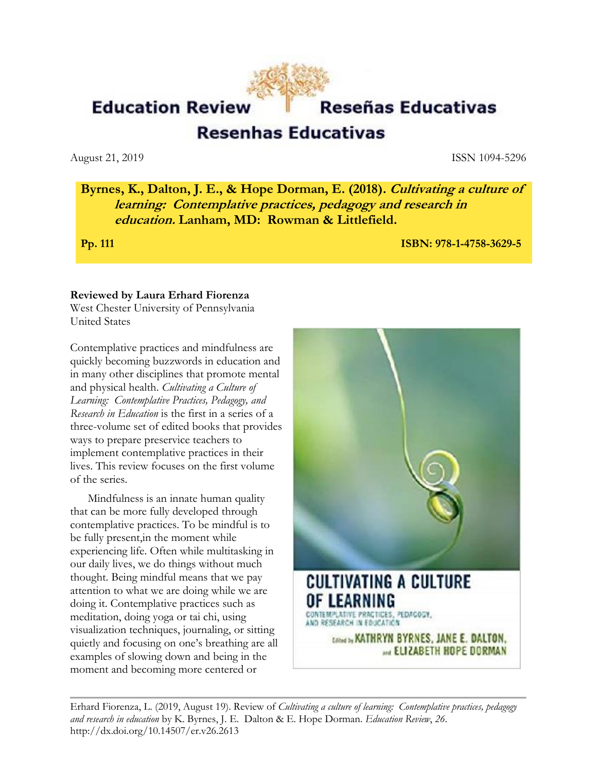# Education Review / Reseñas Educativas / Resenhas Educativas

August 21, 2019 ISSN 1094-5296

**Byrnes, K., Dalton, J. E., & Hope Dorman, E. (2018).** ***Cultivating a culture of learning: Contemplative practices, pedagogy and research in education.*** **Lanham, MD: Rowman & Littlefield.**

**Pp. 111** **ISBN: 978-1-4758-3629-5**

**Reviewed by Laura Erhard Fiorenza**
West Chester University of Pennsylvania
United States

Contemplative practices and mindfulness are quickly becoming buzzwords in education and in many other disciplines that promote mental and physical health. *Cultivating a Culture of Learning: Contemplative Practices, Pedagogy, and Research in Education* is the first in a series of a three-volume set of edited books that provides ways to prepare preservice teachers to implement contemplative practices in their lives. This review focuses on the first volume of the series.

Mindfulness is an innate human quality that can be more fully developed through contemplative practices. To be mindful is to be fully present,in the moment while experiencing life. Often while multitasking in our daily lives, we do things without much thought. Being mindful means that we pay attention to what we are doing while we are doing it. Contemplative practices such as meditation, doing yoga or tai chi, using visualization techniques, journaling, or sitting quietly and focusing on one's breathing are all examples of slowing down and being in the moment and becoming more centered or

Erhard Fiorenza, L. (2019, August 19). Review of *Cultivating a culture of learning: Contemplative practices, pedagogy and research in education* by K. Byrnes, J. E. Dalton & E. Hope Dorman. *Education Review*, *26*. http://dx.doi.org/10.14507/er.v26.2613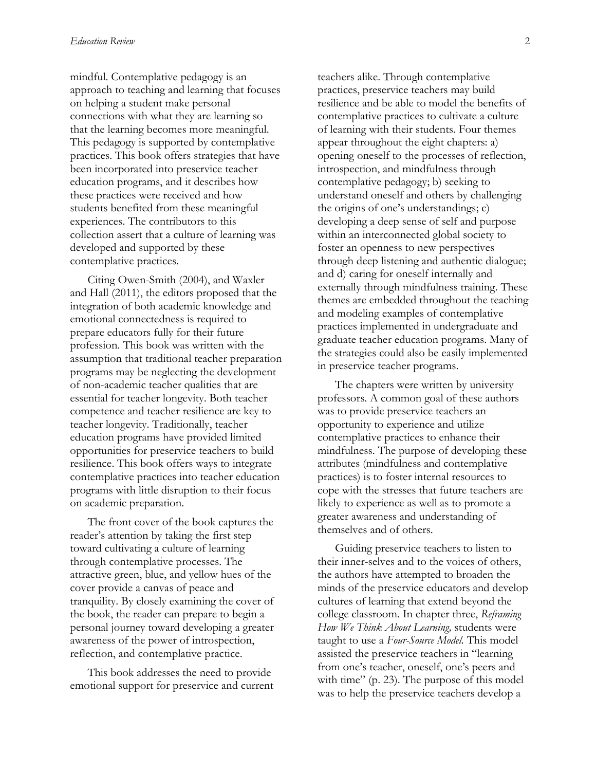mindful. Contemplative pedagogy is an approach to teaching and learning that focuses on helping a student make personal connections with what they are learning so that the learning becomes more meaningful. This pedagogy is supported by contemplative practices. This book offers strategies that have been incorporated into preservice teacher education programs, and it describes how these practices were received and how students benefited from these meaningful experiences. The contributors to this collection assert that a culture of learning was developed and supported by these contemplative practices.

Citing Owen-Smith (2004), and Waxler and Hall (2011), the editors proposed that the integration of both academic knowledge and emotional connectedness is required to prepare educators fully for their future profession. This book was written with the assumption that traditional teacher preparation programs may be neglecting the development of non-academic teacher qualities that are essential for teacher longevity. Both teacher competence and teacher resilience are key to teacher longevity. Traditionally, teacher education programs have provided limited opportunities for preservice teachers to build resilience. This book offers ways to integrate contemplative practices into teacher education programs with little disruption to their focus on academic preparation.

The front cover of the book captures the reader's attention by taking the first step toward cultivating a culture of learning through contemplative processes. The attractive green, blue, and yellow hues of the cover provide a canvas of peace and tranquility. By closely examining the cover of the book, the reader can prepare to begin a personal journey toward developing a greater awareness of the power of introspection, reflection, and contemplative practice.

This book addresses the need to provide emotional support for preservice and current teachers alike. Through contemplative practices, preservice teachers may build resilience and be able to model the benefits of contemplative practices to cultivate a culture of learning with their students. Four themes appear throughout the eight chapters: a) opening oneself to the processes of reflection, introspection, and mindfulness through contemplative pedagogy; b) seeking to understand oneself and others by challenging the origins of one's understandings; c) developing a deep sense of self and purpose within an interconnected global society to foster an openness to new perspectives through deep listening and authentic dialogue; and d) caring for oneself internally and externally through mindfulness training. These themes are embedded throughout the teaching and modeling examples of contemplative practices implemented in undergraduate and graduate teacher education programs. Many of the strategies could also be easily implemented in preservice teacher programs.

The chapters were written by university professors. A common goal of these authors was to provide preservice teachers an opportunity to experience and utilize contemplative practices to enhance their mindfulness. The purpose of developing these attributes (mindfulness and contemplative practices) is to foster internal resources to cope with the stresses that future teachers are likely to experience as well as to promote a greater awareness and understanding of themselves and of others.

Guiding preservice teachers to listen to their inner-selves and to the voices of others, the authors have attempted to broaden the minds of the preservice educators and develop cultures of learning that extend beyond the college classroom. In chapter three, *Reframing How We Think About Learning,* students were taught to use a *Four-Source Model.* This model assisted the preservice teachers in "learning from one's teacher, oneself, one's peers and with time" (p. 23). The purpose of this model was to help the preservice teachers develop a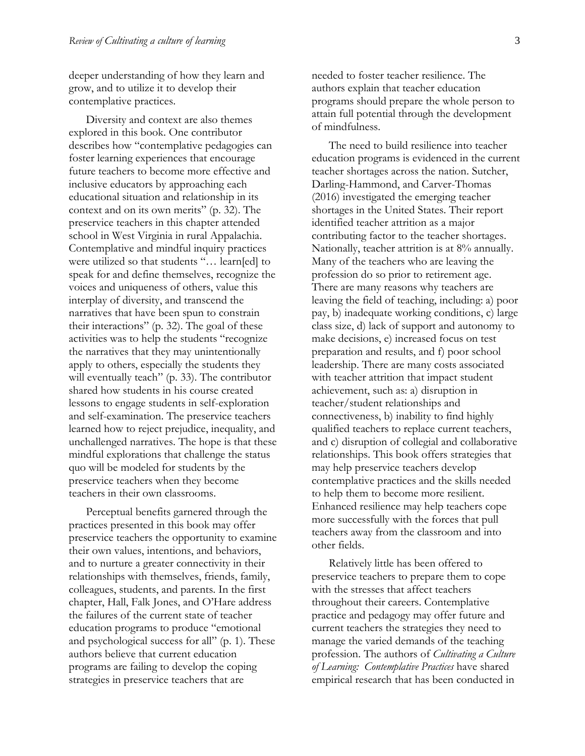deeper understanding of how they learn and grow, and to utilize it to develop their contemplative practices.

Diversity and context are also themes explored in this book. One contributor describes how "contemplative pedagogies can foster learning experiences that encourage future teachers to become more effective and inclusive educators by approaching each educational situation and relationship in its context and on its own merits" (p. 32). The preservice teachers in this chapter attended school in West Virginia in rural Appalachia. Contemplative and mindful inquiry practices were utilized so that students "… learn[ed] to speak for and define themselves, recognize the voices and uniqueness of others, value this interplay of diversity, and transcend the narratives that have been spun to constrain their interactions" (p. 32). The goal of these activities was to help the students "recognize the narratives that they may unintentionally apply to others, especially the students they will eventually teach" (p. 33). The contributor shared how students in his course created lessons to engage students in self-exploration and self-examination. The preservice teachers learned how to reject prejudice, inequality, and unchallenged narratives. The hope is that these mindful explorations that challenge the status quo will be modeled for students by the preservice teachers when they become teachers in their own classrooms.

Perceptual benefits garnered through the practices presented in this book may offer preservice teachers the opportunity to examine their own values, intentions, and behaviors, and to nurture a greater connectivity in their relationships with themselves, friends, family, colleagues, students, and parents. In the first chapter, Hall, Falk Jones, and O'Hare address the failures of the current state of teacher education programs to produce "emotional and psychological success for all" (p. 1). These authors believe that current education programs are failing to develop the coping strategies in preservice teachers that are needed to foster teacher resilience. The authors explain that teacher education programs should prepare the whole person to attain full potential through the development of mindfulness.

The need to build resilience into teacher education programs is evidenced in the current teacher shortages across the nation. Sutcher, Darling-Hammond, and Carver-Thomas (2016) investigated the emerging teacher shortages in the United States. Their report identified teacher attrition as a major contributing factor to the teacher shortages. Nationally, teacher attrition is at 8% annually. Many of the teachers who are leaving the profession do so prior to retirement age. There are many reasons why teachers are leaving the field of teaching, including: a) poor pay, b) inadequate working conditions, c) large class size, d) lack of support and autonomy to make decisions, e) increased focus on test preparation and results, and f) poor school leadership. There are many costs associated with teacher attrition that impact student achievement, such as: a) disruption in teacher/student relationships and connectiveness, b) inability to find highly qualified teachers to replace current teachers, and c) disruption of collegial and collaborative relationships. This book offers strategies that may help preservice teachers develop contemplative practices and the skills needed to help them to become more resilient. Enhanced resilience may help teachers cope more successfully with the forces that pull teachers away from the classroom and into other fields.

Relatively little has been offered to preservice teachers to prepare them to cope with the stresses that affect teachers throughout their careers. Contemplative practice and pedagogy may offer future and current teachers the strategies they need to manage the varied demands of the teaching profession. The authors of *Cultivating a Culture of Learning: Contemplative Practices* have shared empirical research that has been conducted in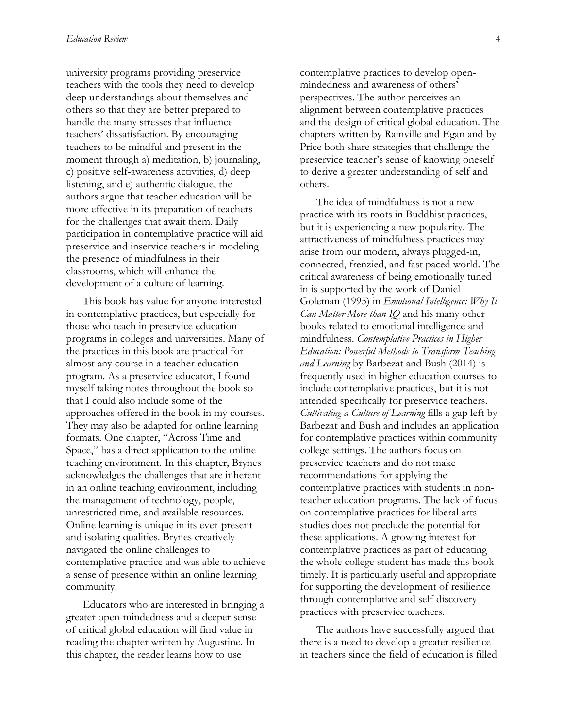university programs providing preservice teachers with the tools they need to develop deep understandings about themselves and others so that they are better prepared to handle the many stresses that influence teachers' dissatisfaction. By encouraging teachers to be mindful and present in the moment through a) meditation, b) journaling, c) positive self-awareness activities, d) deep listening, and e) authentic dialogue, the authors argue that teacher education will be more effective in its preparation of teachers for the challenges that await them. Daily participation in contemplative practice will aid preservice and inservice teachers in modeling the presence of mindfulness in their classrooms, which will enhance the development of a culture of learning.

This book has value for anyone interested in contemplative practices, but especially for those who teach in preservice education programs in colleges and universities. Many of the practices in this book are practical for almost any course in a teacher education program. As a preservice educator, I found myself taking notes throughout the book so that I could also include some of the approaches offered in the book in my courses. They may also be adapted for online learning formats. One chapter, "Across Time and Space," has a direct application to the online teaching environment. In this chapter, Brynes acknowledges the challenges that are inherent in an online teaching environment, including the management of technology, people, unrestricted time, and available resources. Online learning is unique in its ever-present and isolating qualities. Brynes creatively navigated the online challenges to contemplative practice and was able to achieve a sense of presence within an online learning community.

Educators who are interested in bringing a greater open-mindedness and a deeper sense of critical global education will find value in reading the chapter written by Augustine. In this chapter, the reader learns how to use contemplative practices to develop open-mindedness and awareness of others' perspectives. The author perceives an alignment between contemplative practices and the design of critical global education. The chapters written by Rainville and Egan and by Price both share strategies that challenge the preservice teacher's sense of knowing oneself to derive a greater understanding of self and others.

The idea of mindfulness is not a new practice with its roots in Buddhist practices, but it is experiencing a new popularity. The attractiveness of mindfulness practices may arise from our modern, always plugged-in, connected, frenzied, and fast paced world. The critical awareness of being emotionally tuned in is supported by the work of Daniel Goleman (1995) in *Emotional Intelligence: Why It Can Matter More than IQ* and his many other books related to emotional intelligence and mindfulness. *Contemplative Practices in Higher Education: Powerful Methods to Transform Teaching and Learning* by Barbezat and Bush (2014) is frequently used in higher education courses to include contemplative practices, but it is not intended specifically for preservice teachers. *Cultivating a Culture of Learning* fills a gap left by Barbezat and Bush and includes an application for contemplative practices within community college settings. The authors focus on preservice teachers and do not make recommendations for applying the contemplative practices with students in non-teacher education programs. The lack of focus on contemplative practices for liberal arts studies does not preclude the potential for these applications. A growing interest for contemplative practices as part of educating the whole college student has made this book timely. It is particularly useful and appropriate for supporting the development of resilience through contemplative and self-discovery practices with preservice teachers.

The authors have successfully argued that there is a need to develop a greater resilience in teachers since the field of education is filled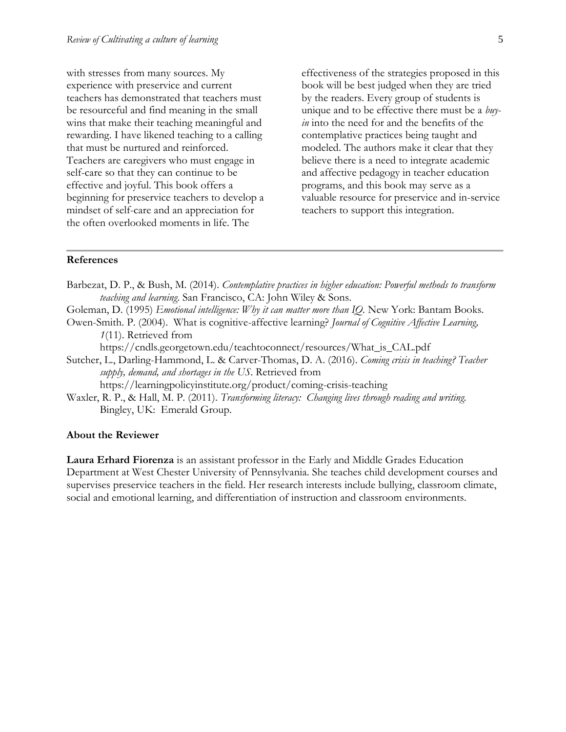with stresses from many sources. My experience with preservice and current teachers has demonstrated that teachers must be resourceful and find meaning in the small wins that make their teaching meaningful and rewarding. I have likened teaching to a calling that must be nurtured and reinforced. Teachers are caregivers who must engage in self-care so that they can continue to be effective and joyful. This book offers a beginning for preservice teachers to develop a mindset of self-care and an appreciation for the often overlooked moments in life. The effectiveness of the strategies proposed in this book will be best judged when they are tried by the readers. Every group of students is unique and to be effective there must be a *buy-in* into the need for and the benefits of the contemplative practices being taught and modeled. The authors make it clear that they believe there is a need to integrate academic and affective pedagogy in teacher education programs, and this book may serve as a valuable resource for preservice and in-service teachers to support this integration.

---

## References

Barbezat, D. P., & Bush, M. (2014). *Contemplative practices in higher education: Powerful methods to transform teaching and learning.* San Francisco, CA: John Wiley & Sons.

Goleman, D. (1995) *Emotional intelligence: Why it can matter more than IQ.* New York: Bantam Books.

Owen-Smith. P. (2004). What is cognitive-affective learning? *Journal of Cognitive Affective Learning, 1*(11). Retrieved from https://cndls.georgetown.edu/teachtoconnect/resources/What_is_CAL.pdf

Sutcher, L., Darling-Hammond, L. & Carver-Thomas, D. A. (2016). *Coming crisis in teaching? Teacher supply, demand, and shortages in the US*. Retrieved from https://learningpolicyinstitute.org/product/coming-crisis-teaching

Waxler, R. P., & Hall, M. P. (2011). *Transforming literacy: Changing lives through reading and writing.* Bingley, UK: Emerald Group.

## About the Reviewer

**Laura Erhard Fiorenza** is an assistant professor in the Early and Middle Grades Education Department at West Chester University of Pennsylvania. She teaches child development courses and supervises preservice teachers in the field. Her research interests include bullying, classroom climate, social and emotional learning, and differentiation of instruction and classroom environments.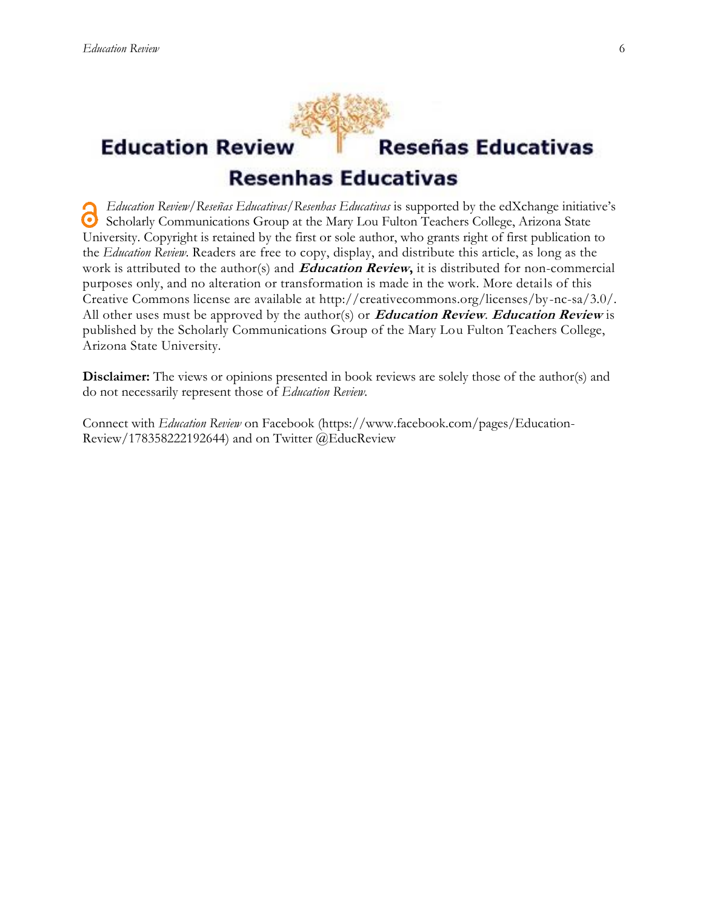**Education Review Reseñas Educativas**

**Resenhas Educativas**

*Education Review/Reseñas Educativas/Resenhas Educativas* is supported by the edXchange initiative's Scholarly Communications Group at the Mary Lou Fulton Teachers College, Arizona State University. Copyright is retained by the first or sole author, who grants right of first publication to the *Education Review*. Readers are free to copy, display, and distribute this article, as long as the work is attributed to the author(s) and ***Education Review*,** it is distributed for non-commercial purposes only, and no alteration or transformation is made in the work. More details of this Creative Commons license are available at http://creativecommons.org/licenses/by-nc-sa/3.0/. All other uses must be approved by the author(s) or ***Education Review***. ***Education Review*** is published by the Scholarly Communications Group of the Mary Lou Fulton Teachers College, Arizona State University.

**Disclaimer:** The views or opinions presented in book reviews are solely those of the author(s) and do not necessarily represent those of *Education Review*.

Connect with *Education Review* on Facebook (https://www.facebook.com/pages/Education-Review/178358222192644) and on Twitter @EducReview